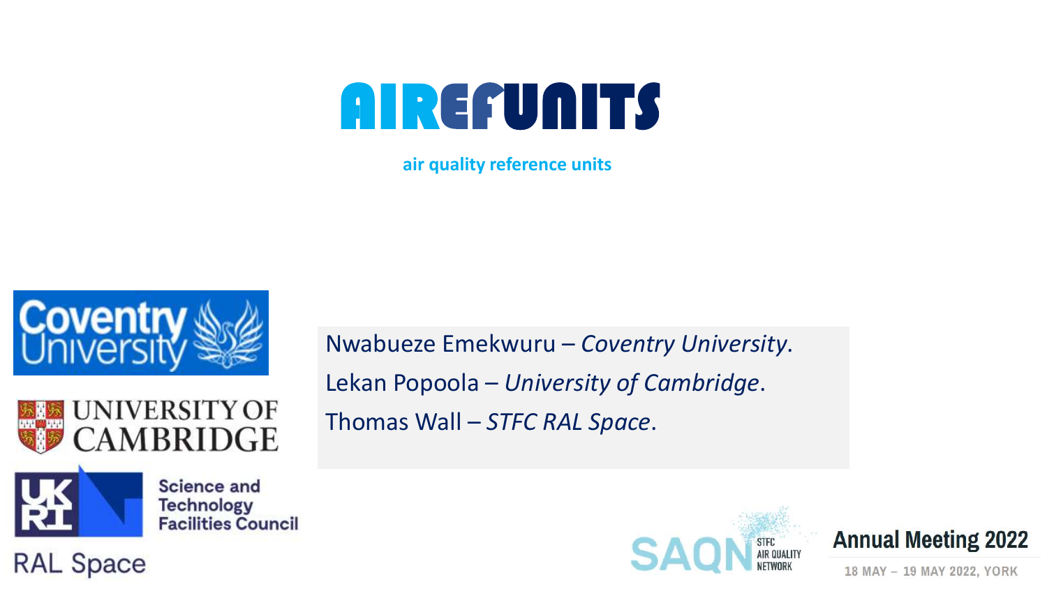# AIREFUNITS

**air quality reference units**

Nwabueze Emekwuru – *Coventry University*.

Lekan Popoola – *University of Cambridge*.

Thomas Wall – *STFC RAL Space*.

Coventry University

UNIVERSITY OF CAMBRIDGE

UKRI Science and Technology Facilities Council

RAL Space

SAQN STFC AIR QUALITY NETWORK

Annual Meeting 2022

18 MAY – 19 MAY 2022, YORK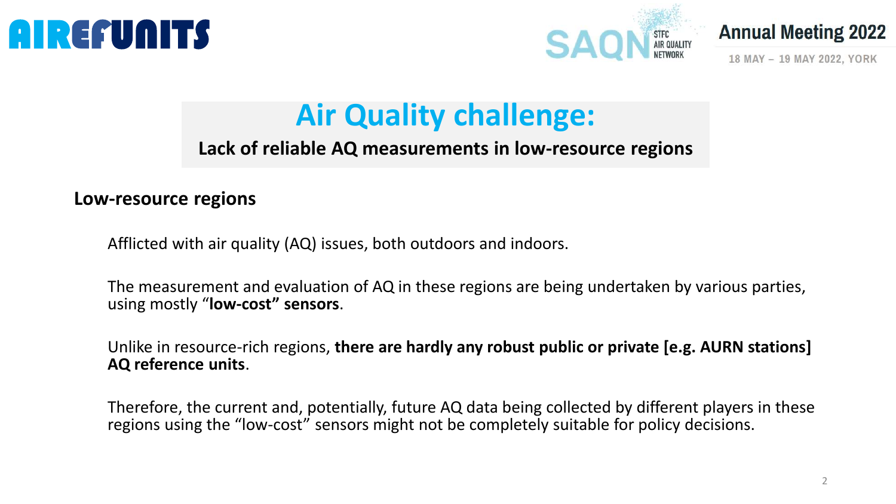# Air Quality challenge:

**Lack of reliable AQ measurements in low-resource regions**

## Low-resource regions

Afflicted with air quality (AQ) issues, both outdoors and indoors.

The measurement and evaluation of AQ in these regions are being undertaken by various parties, using mostly “**low-cost” sensors**.

Unlike in resource-rich regions, **there are hardly any robust public or private [e.g. AURN stations] AQ reference units**.

Therefore, the current and, potentially, future AQ data being collected by different players in these regions using the “low-cost” sensors might not be completely suitable for policy decisions.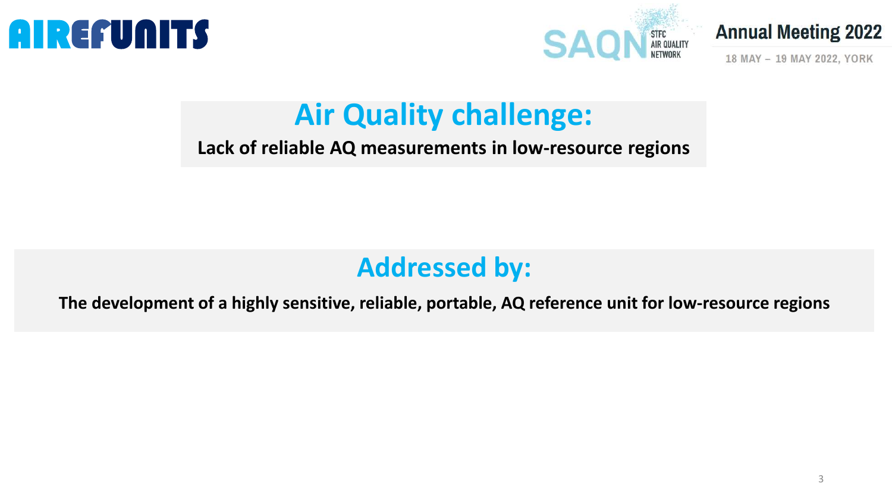## Air Quality challenge:

**Lack of reliable AQ measurements in low-resource regions**

## Addressed by:

**The development of a highly sensitive, reliable, portable, AQ reference unit for low-resource regions**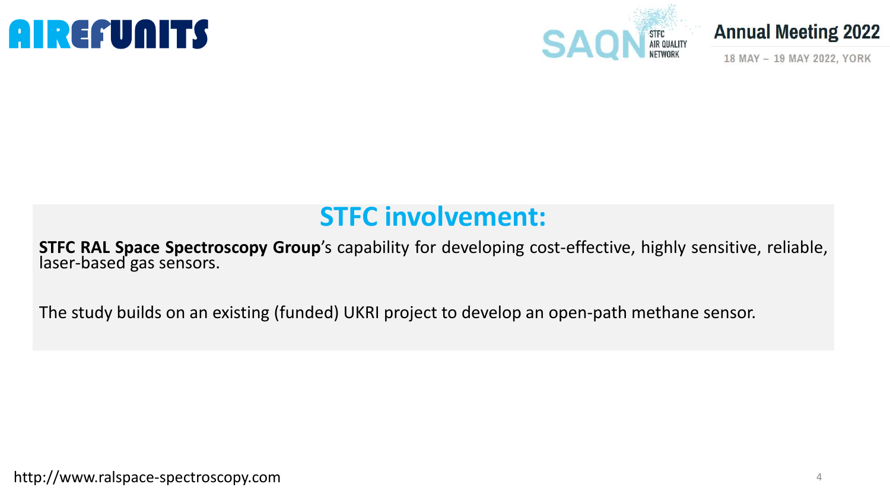## STFC involvement:

**STFC RAL Space Spectroscopy Group**'s capability for developing cost-effective, highly sensitive, reliable, laser-based gas sensors.

The study builds on an existing (funded) UKRI project to develop an open-path methane sensor.

http://www.ralspace-spectroscopy.com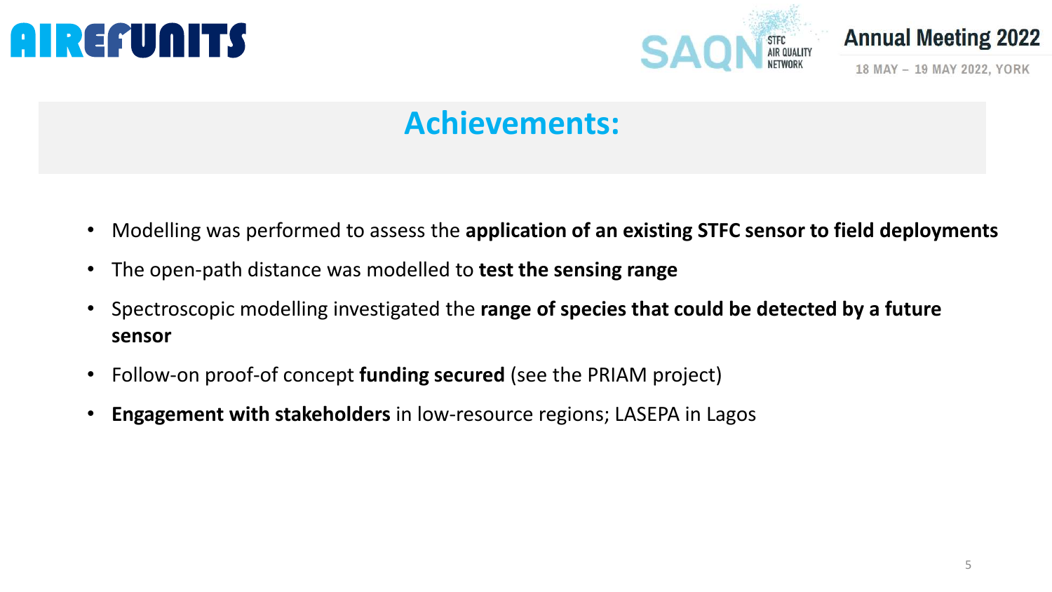## Achievements:

- Modelling was performed to assess the **application of an existing STFC sensor to field deployments**
- The open-path distance was modelled to **test the sensing range**
- Spectroscopic modelling investigated the **range of species that could be detected by a future sensor**
- Follow-on proof-of concept **funding secured** (see the PRIAM project)
- **Engagement with stakeholders** in low-resource regions; LASEPA in Lagos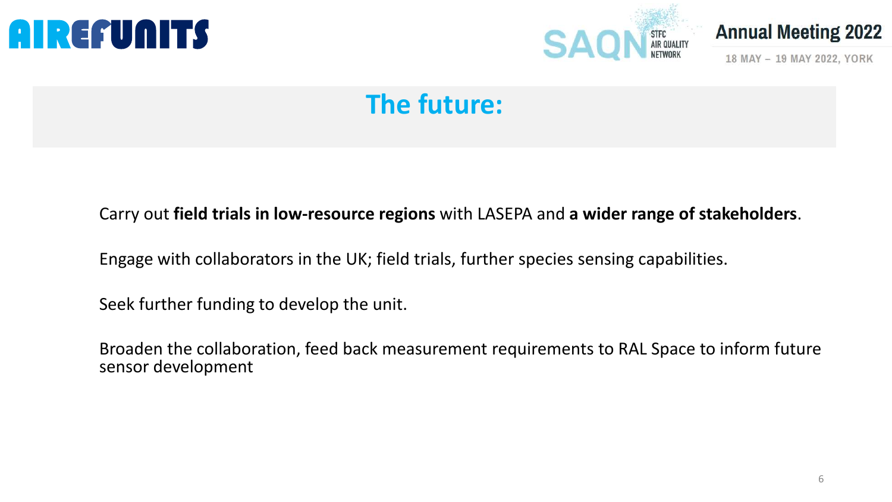# The future:

Carry out **field trials in low-resource regions** with LASEPA and **a wider range of stakeholders**.

Engage with collaborators in the UK; field trials, further species sensing capabilities.

Seek further funding to develop the unit.

Broaden the collaboration, feed back measurement requirements to RAL Space to inform future sensor development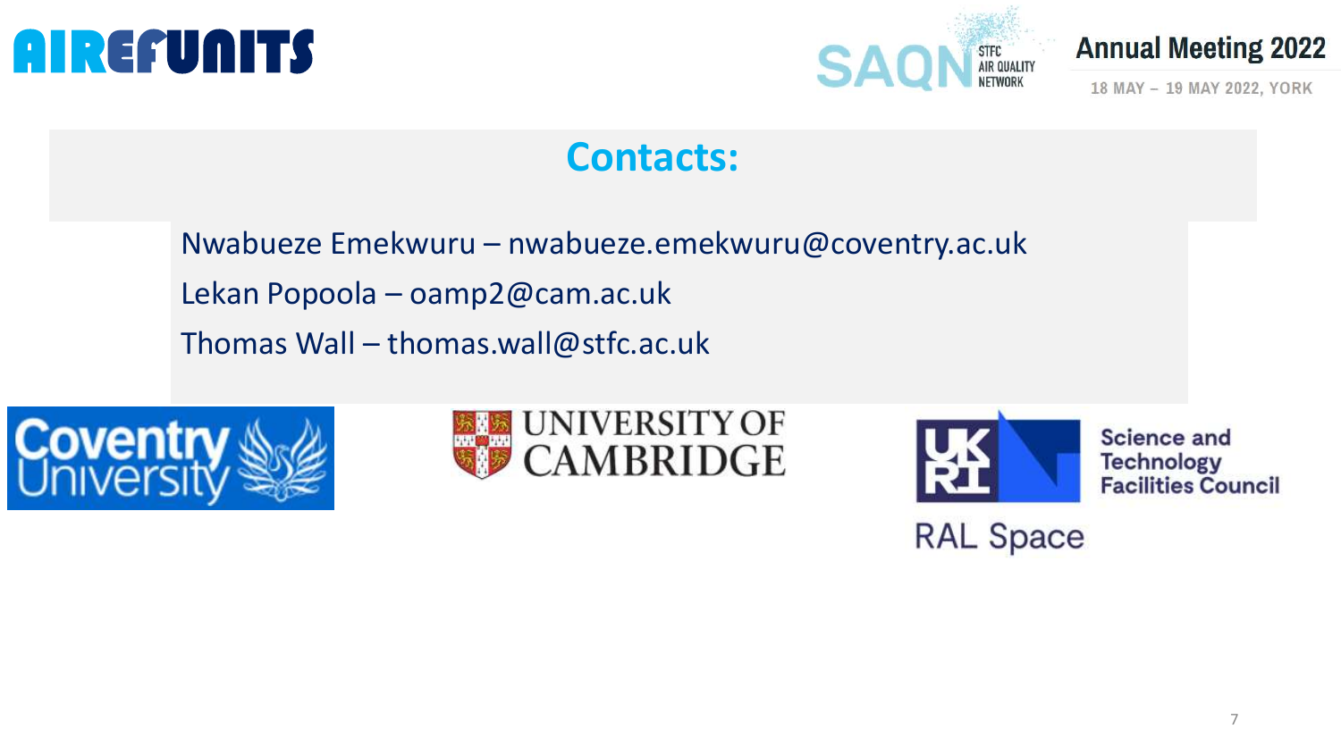## Contacts:

Nwabueze Emekwuru – nwabueze.emekwuru@coventry.ac.uk

Lekan Popoola – oamp2@cam.ac.uk

Thomas Wall – thomas.wall@stfc.ac.uk